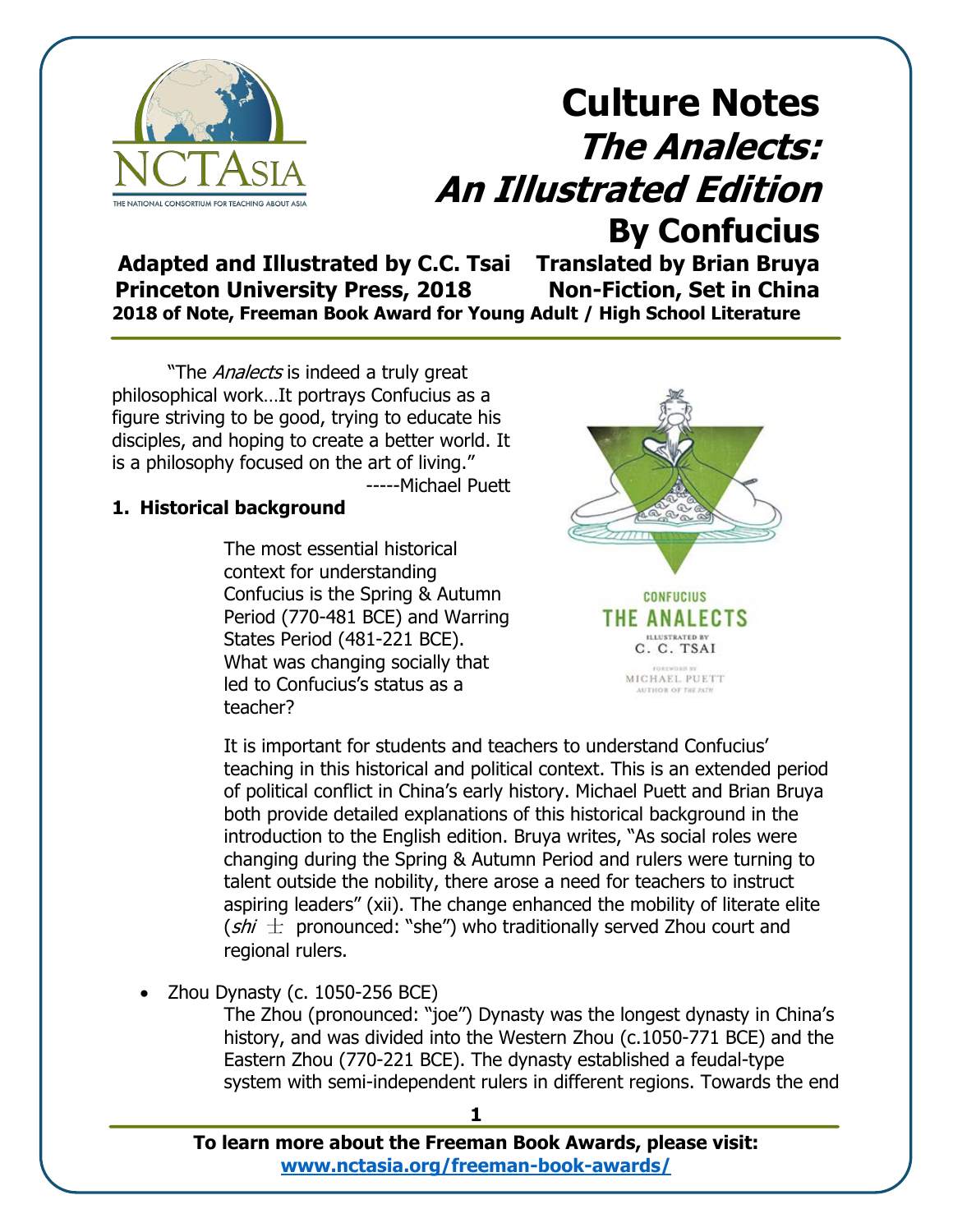# Culture Notes
# *The Analects: An Illustrated Edition*
# By Confucius

**Adapted and Illustrated by C.C. Tsai** **Translated by Brian Bruya**
**Princeton University Press, 2018** **Non-Fiction, Set in China**
**2018 of Note, Freeman Book Award for Young Adult / High School Literature**

"The *Analects* is indeed a truly great philosophical work…It portrays Confucius as a figure striving to be good, trying to educate his disciples, and hoping to create a better world. It is a philosophy focused on the art of living."
-----Michael Puett

**1. Historical background**

The most essential historical context for understanding Confucius is the Spring & Autumn Period (770-481 BCE) and Warring States Period (481-221 BCE). What was changing socially that led to Confucius's status as a teacher?

It is important for students and teachers to understand Confucius' teaching in this historical and political context. This is an extended period of political conflict in China's early history. Michael Puett and Brian Bruya both provide detailed explanations of this historical background in the introduction to the English edition. Bruya writes, "As social roles were changing during the Spring & Autumn Period and rulers were turning to talent outside the nobility, there arose a need for teachers to instruct aspiring leaders" (xii). The change enhanced the mobility of literate elite (*shi* 士 pronounced: "she") who traditionally served Zhou court and regional rulers.

- Zhou Dynasty (c. 1050-256 BCE)
  The Zhou (pronounced: "joe") Dynasty was the longest dynasty in China's history, and was divided into the Western Zhou (c.1050-771 BCE) and the Eastern Zhou (770-221 BCE). The dynasty established a feudal-type system with semi-independent rulers in different regions. Towards the end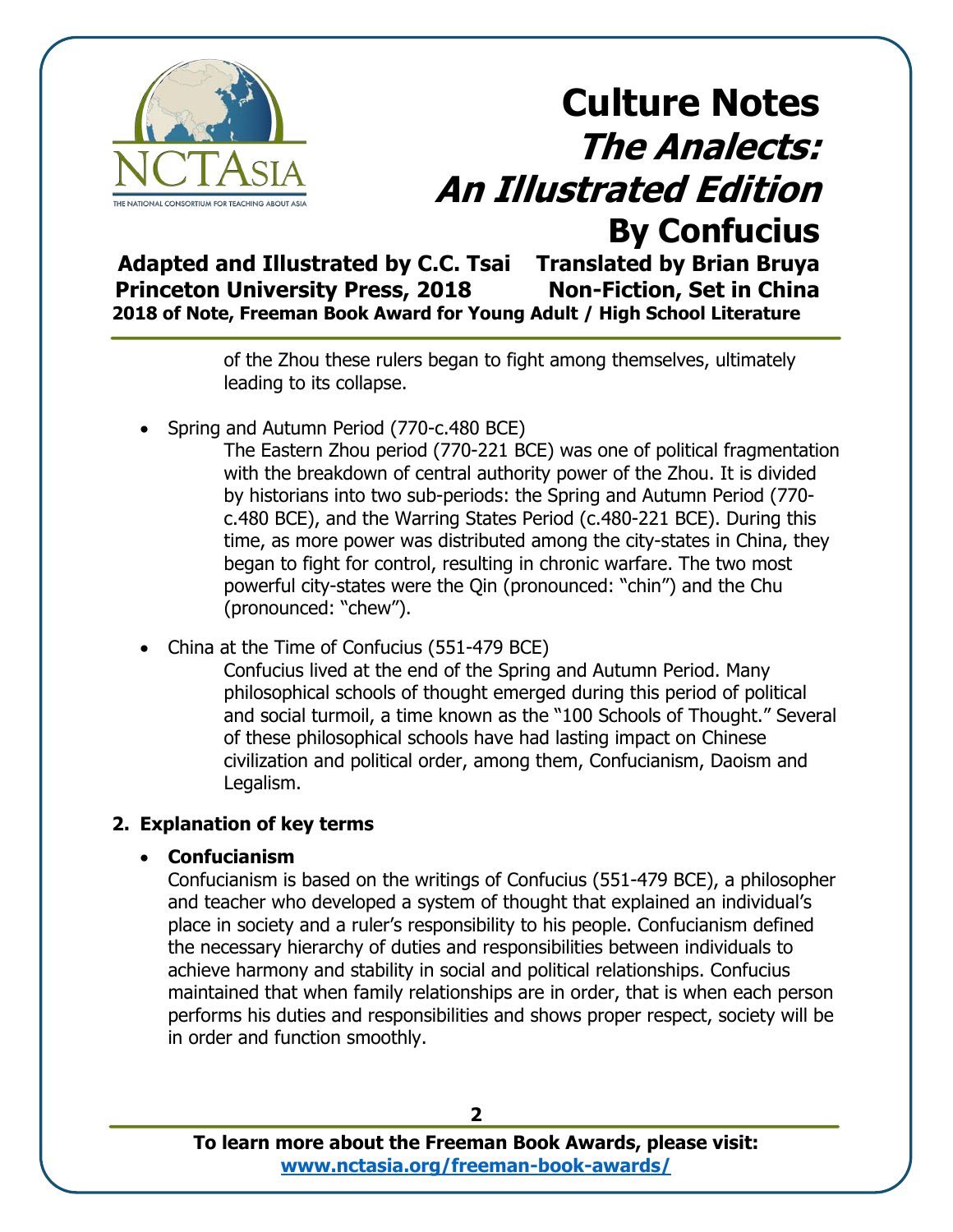of the Zhou these rulers began to fight among themselves, ultimately leading to its collapse.

- Spring and Autumn Period (770-c.480 BCE)

  The Eastern Zhou period (770-221 BCE) was one of political fragmentation with the breakdown of central authority power of the Zhou. It is divided by historians into two sub-periods: the Spring and Autumn Period (770-c.480 BCE), and the Warring States Period (c.480-221 BCE). During this time, as more power was distributed among the city-states in China, they began to fight for control, resulting in chronic warfare. The two most powerful city-states were the Qin (pronounced: "chin") and the Chu (pronounced: "chew").

- China at the Time of Confucius (551-479 BCE)

  Confucius lived at the end of the Spring and Autumn Period. Many philosophical schools of thought emerged during this period of political and social turmoil, a time known as the "100 Schools of Thought." Several of these philosophical schools have had lasting impact on Chinese civilization and political order, among them, Confucianism, Daoism and Legalism.

## 2. Explanation of key terms

- **Confucianism**

  Confucianism is based on the writings of Confucius (551-479 BCE), a philosopher and teacher who developed a system of thought that explained an individual's place in society and a ruler's responsibility to his people. Confucianism defined the necessary hierarchy of duties and responsibilities between individuals to achieve harmony and stability in social and political relationships. Confucius maintained that when family relationships are in order, that is when each person performs his duties and responsibilities and shows proper respect, society will be in order and function smoothly.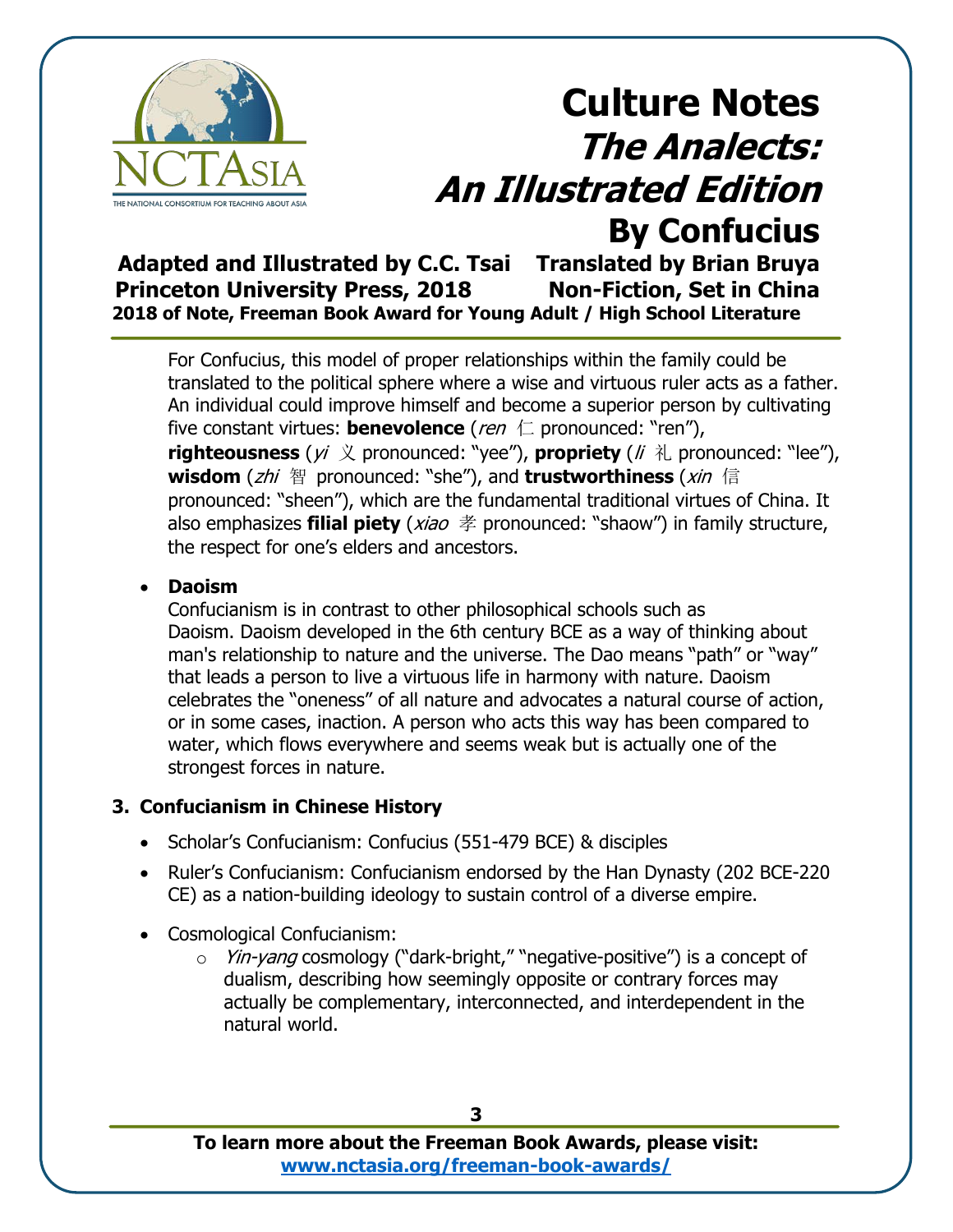For Confucius, this model of proper relationships within the family could be translated to the political sphere where a wise and virtuous ruler acts as a father. An individual could improve himself and become a superior person by cultivating five constant virtues: **benevolence** (*ren* 仁 pronounced: "ren"), **righteousness** (*yi* 义 pronounced: "yee"), **propriety** (*li* 礼 pronounced: "lee"), **wisdom** (*zhi* 智 pronounced: "she"), and **trustworthiness** (*xin* 信 pronounced: "sheen"), which are the fundamental traditional virtues of China. It also emphasizes **filial piety** (*xiao* 孝 pronounced: "shaow") in family structure, the respect for one's elders and ancestors.

- **Daoism**

  Confucianism is in contrast to other philosophical schools such as Daoism. Daoism developed in the 6th century BCE as a way of thinking about man's relationship to nature and the universe. The Dao means "path" or "way" that leads a person to live a virtuous life in harmony with nature. Daoism celebrates the "oneness" of all nature and advocates a natural course of action, or in some cases, inaction. A person who acts this way has been compared to water, which flows everywhere and seems weak but is actually one of the strongest forces in nature.

### 3. Confucianism in Chinese History

- Scholar's Confucianism: Confucius (551-479 BCE) & disciples
- Ruler's Confucianism: Confucianism endorsed by the Han Dynasty (202 BCE-220 CE) as a nation-building ideology to sustain control of a diverse empire.
- Cosmological Confucianism:
  - *Yin-yang* cosmology ("dark-bright," "negative-positive") is a concept of dualism, describing how seemingly opposite or contrary forces may actually be complementary, interconnected, and interdependent in the natural world.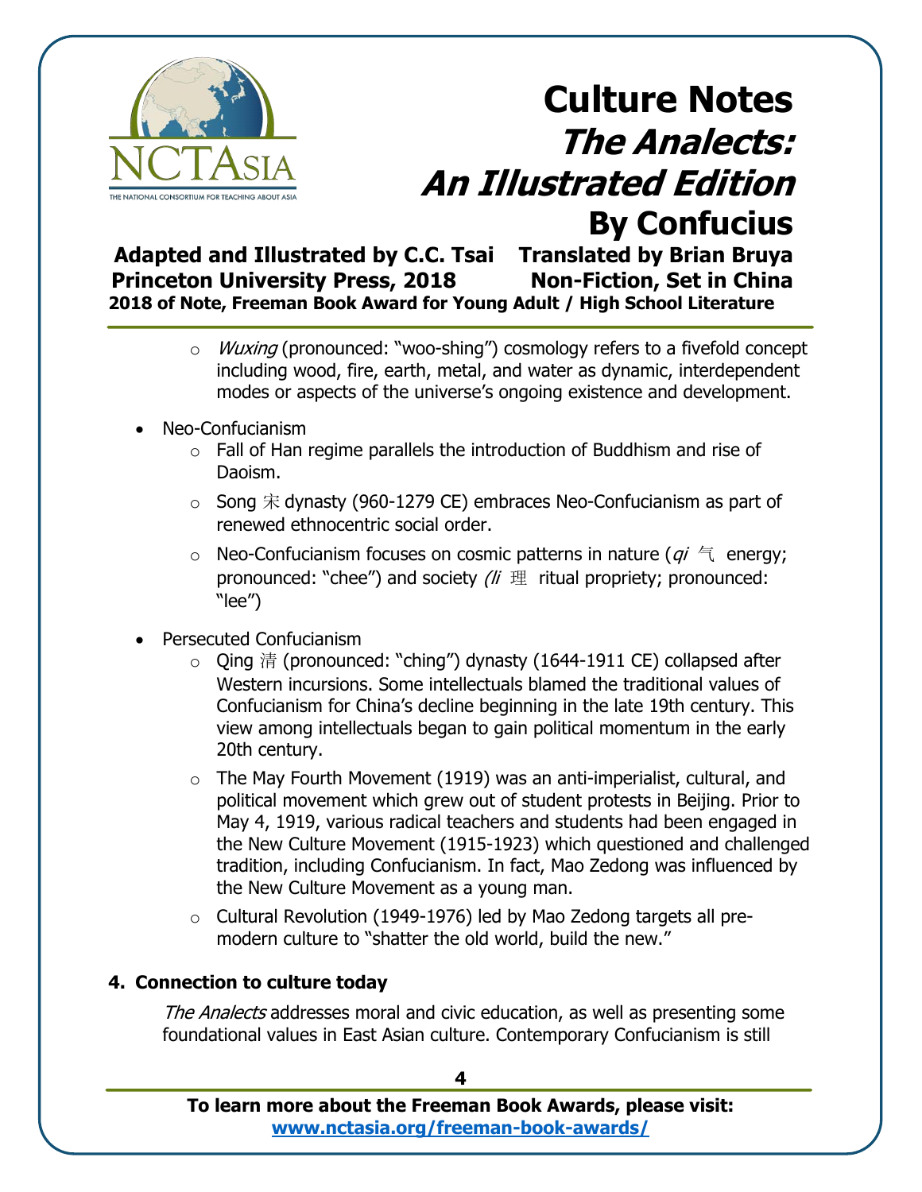- *Wuxing* (pronounced: "woo-shing") cosmology refers to a fivefold concept including wood, fire, earth, metal, and water as dynamic, interdependent modes or aspects of the universe's ongoing existence and development.

- Neo-Confucianism
  - Fall of Han regime parallels the introduction of Buddhism and rise of Daoism.
  - Song 宋 dynasty (960-1279 CE) embraces Neo-Confucianism as part of renewed ethnocentric social order.
  - Neo-Confucianism focuses on cosmic patterns in nature (*qi* 气 energy; pronounced: "chee") and society *(li* 理 ritual propriety; pronounced: "lee")

- Persecuted Confucianism
  - Qing 清 (pronounced: "ching") dynasty (1644-1911 CE) collapsed after Western incursions. Some intellectuals blamed the traditional values of Confucianism for China's decline beginning in the late 19th century. This view among intellectuals began to gain political momentum in the early 20th century.
  - The May Fourth Movement (1919) was an anti-imperialist, cultural, and political movement which grew out of student protests in Beijing. Prior to May 4, 1919, various radical teachers and students had been engaged in the New Culture Movement (1915-1923) which questioned and challenged tradition, including Confucianism. In fact, Mao Zedong was influenced by the New Culture Movement as a young man.
  - Cultural Revolution (1949-1976) led by Mao Zedong targets all pre-modern culture to "shatter the old world, build the new."

**4. Connection to culture today**

*The Analects* addresses moral and civic education, as well as presenting some foundational values in East Asian culture. Contemporary Confucianism is still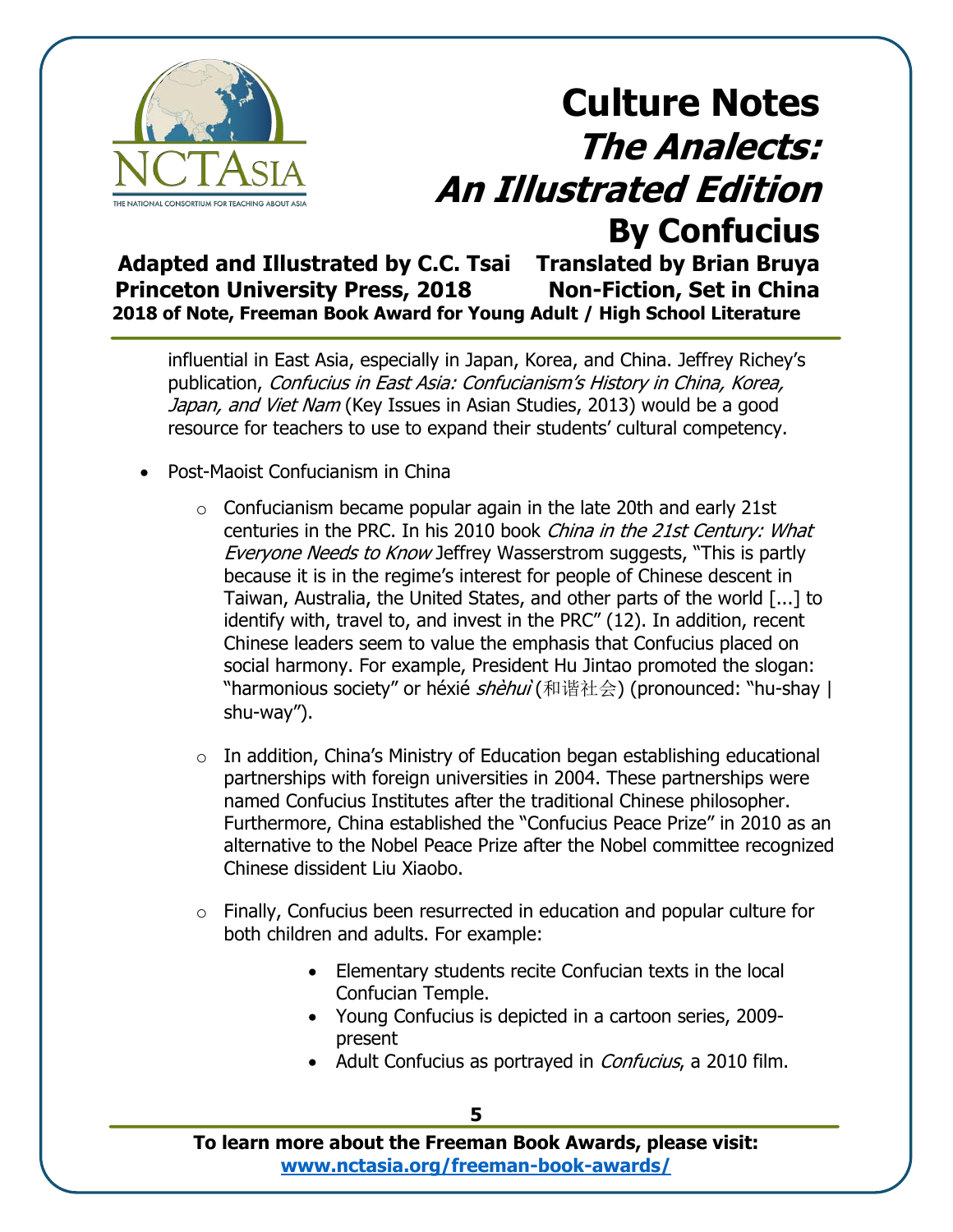influential in East Asia, especially in Japan, Korea, and China. Jeffrey Richey's publication, *Confucius in East Asia: Confucianism's History in China, Korea, Japan, and Viet Nam* (Key Issues in Asian Studies, 2013) would be a good resource for teachers to use to expand their students' cultural competency.

- Post-Maoist Confucianism in China
  - Confucianism became popular again in the late 20th and early 21st centuries in the PRC. In his 2010 book *China in the 21st Century: What Everyone Needs to Know* Jeffrey Wasserstrom suggests, "This is partly because it is in the regime's interest for people of Chinese descent in Taiwan, Australia, the United States, and other parts of the world [...] to identify with, travel to, and invest in the PRC" (12). In addition, recent Chinese leaders seem to value the emphasis that Confucius placed on social harmony. For example, President Hu Jintao promoted the slogan: "harmonious society" or héxié *shèhuì* (和谐社会) (pronounced: "hu-shay | shu-way").
  - In addition, China's Ministry of Education began establishing educational partnerships with foreign universities in 2004. These partnerships were named Confucius Institutes after the traditional Chinese philosopher. Furthermore, China established the "Confucius Peace Prize" in 2010 as an alternative to the Nobel Peace Prize after the Nobel committee recognized Chinese dissident Liu Xiaobo.
  - Finally, Confucius been resurrected in education and popular culture for both children and adults. For example:
    - Elementary students recite Confucian texts in the local Confucian Temple.
    - Young Confucius is depicted in a cartoon series, 2009-present
    - Adult Confucius as portrayed in *Confucius*, a 2010 film.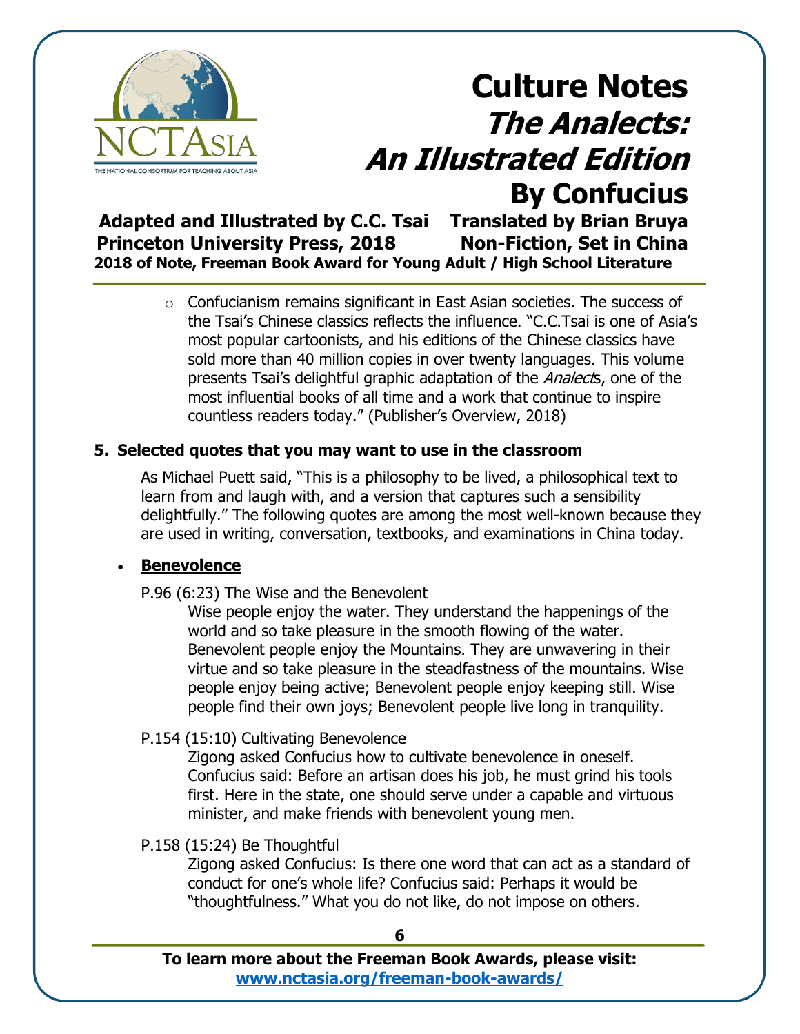# Culture Notes
## *The Analects: An Illustrated Edition*
## By Confucius

**Adapted and Illustrated by C.C. Tsai** **Translated by Brian Bruya**
**Princeton University Press, 2018** **Non-Fiction, Set in China**
**2018 of Note, Freeman Book Award for Young Adult / High School Literature**

- Confucianism remains significant in East Asian societies. The success of the Tsai's Chinese classics reflects the influence. "C.C.Tsai is one of Asia's most popular cartoonists, and his editions of the Chinese classics have sold more than 40 million copies in over twenty languages. This volume presents Tsai's delightful graphic adaptation of the *Analects*, one of the most influential books of all time and a work that continue to inspire countless readers today." (Publisher's Overview, 2018)

### 5. Selected quotes that you may want to use in the classroom

As Michael Puett said, "This is a philosophy to be lived, a philosophical text to learn from and laugh with, and a version that captures such a sensibility delightfully." The following quotes are among the most well-known because they are used in writing, conversation, textbooks, and examinations in China today.

- **Benevolence**

P.96 (6:23) The Wise and the Benevolent

Wise people enjoy the water. They understand the happenings of the world and so take pleasure in the smooth flowing of the water. Benevolent people enjoy the Mountains. They are unwavering in their virtue and so take pleasure in the steadfastness of the mountains. Wise people enjoy being active; Benevolent people enjoy keeping still. Wise people find their own joys; Benevolent people live long in tranquility.

P.154 (15:10) Cultivating Benevolence

Zigong asked Confucius how to cultivate benevolence in oneself. Confucius said: Before an artisan does his job, he must grind his tools first. Here in the state, one should serve under a capable and virtuous minister, and make friends with benevolent young men.

P.158 (15:24) Be Thoughtful

Zigong asked Confucius: Is there one word that can act as a standard of conduct for one's whole life? Confucius said: Perhaps it would be "thoughtfulness." What you do not like, do not impose on others.

**To learn more about the Freeman Book Awards, please visit:**
**www.nctasia.org/freeman-book-awards/**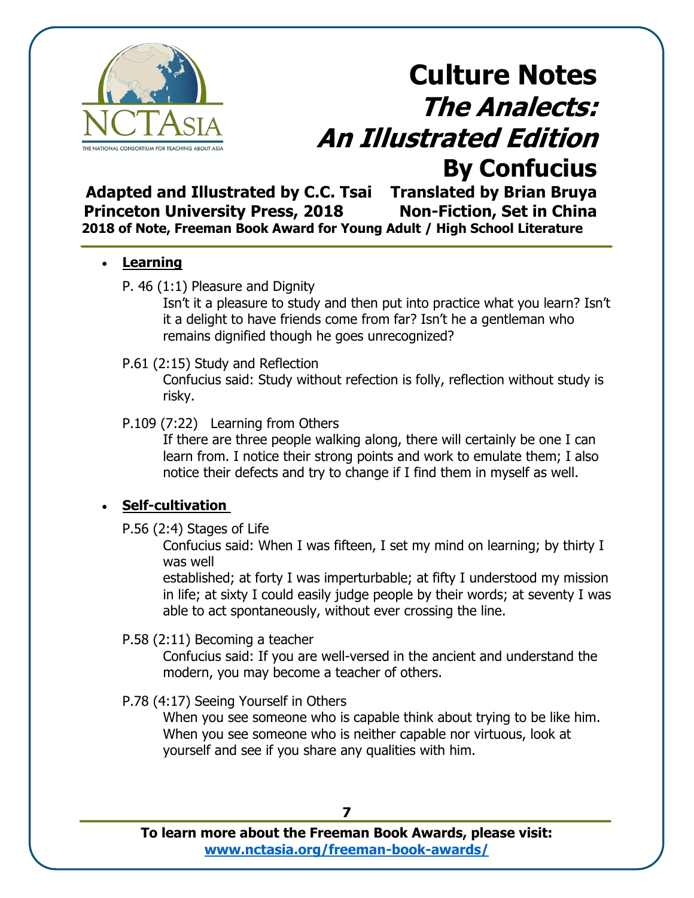# Culture Notes

## *The Analects: An Illustrated Edition*

## By Confucius

**Adapted and Illustrated by C.C. Tsai    Translated by Brian Bruya**
**Princeton University Press, 2018    Non-Fiction, Set in China**
**2018 of Note, Freeman Book Award for Young Adult / High School Literature**

- **Learning**

  P. 46 (1:1) Pleasure and Dignity

  Isn't it a pleasure to study and then put into practice what you learn? Isn't it a delight to have friends come from far? Isn't he a gentleman who remains dignified though he goes unrecognized?

  P.61 (2:15) Study and Reflection

  Confucius said: Study without refection is folly, reflection without study is risky.

  P.109 (7:22) Learning from Others

  If there are three people walking along, there will certainly be one I can learn from. I notice their strong points and work to emulate them; I also notice their defects and try to change if I find them in myself as well.

- **Self-cultivation**

  P.56 (2:4) Stages of Life

  Confucius said: When I was fifteen, I set my mind on learning; by thirty I was well
  established; at forty I was imperturbable; at fifty I understood my mission in life; at sixty I could easily judge people by their words; at seventy I was able to act spontaneously, without ever crossing the line.

  P.58 (2:11) Becoming a teacher

  Confucius said: If you are well-versed in the ancient and understand the modern, you may become a teacher of others.

  P.78 (4:17) Seeing Yourself in Others

  When you see someone who is capable think about trying to be like him. When you see someone who is neither capable nor virtuous, look at yourself and see if you share any qualities with him.

**To learn more about the Freeman Book Awards, please visit:**
**www.nctasia.org/freeman-book-awards/**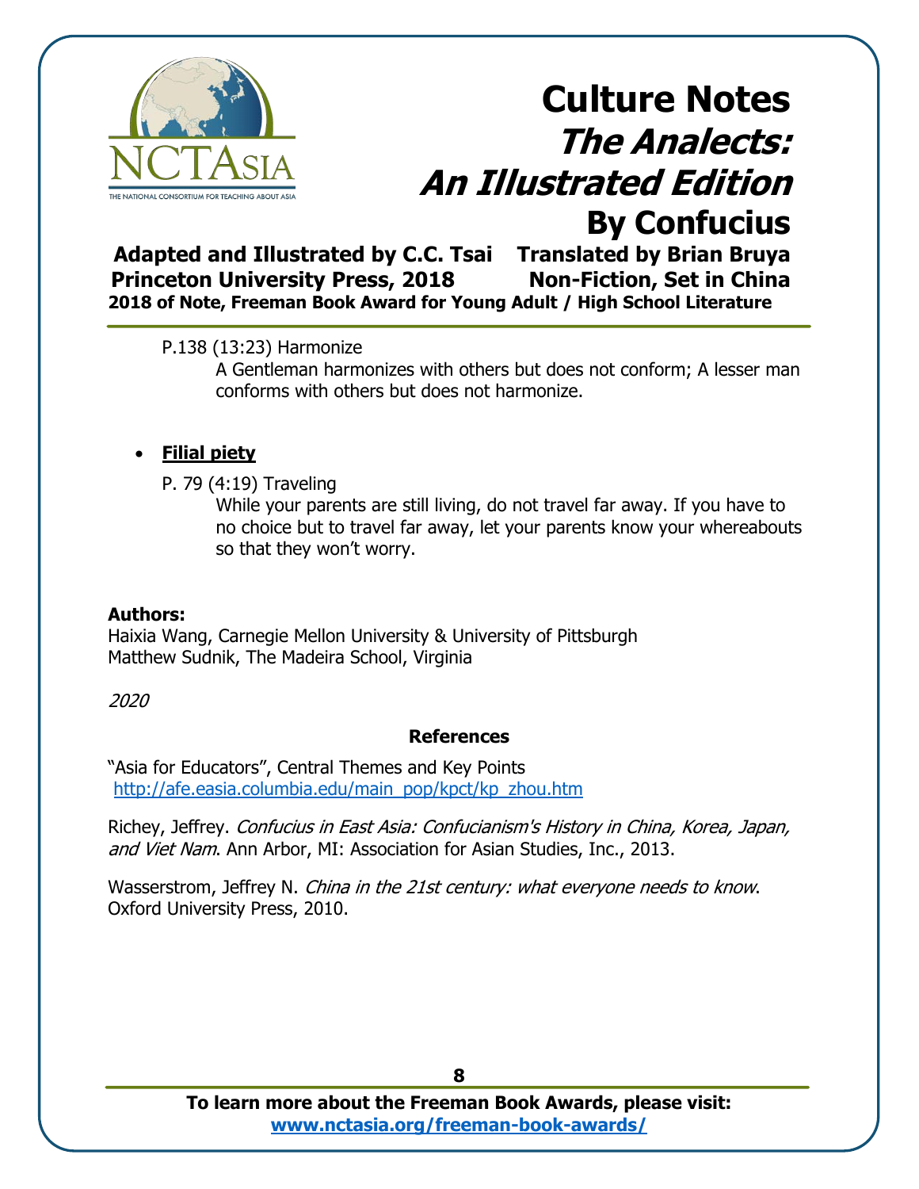# Culture Notes
## *The Analects: An Illustrated Edition*
## By Confucius

**Adapted and Illustrated by C.C. Tsai Translated by Brian Bruya**
**Princeton University Press, 2018 Non-Fiction, Set in China**
**2018 of Note, Freeman Book Award for Young Adult / High School Literature**

P.138 (13:23) Harmonize

A Gentleman harmonizes with others but does not conform; A lesser man conforms with others but does not harmonize.

- **Filial piety**

P. 79 (4:19) Traveling

While your parents are still living, do not travel far away. If you have to no choice but to travel far away, let your parents know your whereabouts so that they won't worry.

**Authors:**
Haixia Wang, Carnegie Mellon University & University of Pittsburgh
Matthew Sudnik, The Madeira School, Virginia

*2020*

**References**

"Asia for Educators", Central Themes and Key Points
http://afe.easia.columbia.edu/main_pop/kpct/kp_zhou.htm

Richey, Jeffrey. *Confucius in East Asia: Confucianism's History in China, Korea, Japan, and Viet Nam*. Ann Arbor, MI: Association for Asian Studies, Inc., 2013.

Wasserstrom, Jeffrey N. *China in the 21st century: what everyone needs to know*. Oxford University Press, 2010.

**To learn more about the Freeman Book Awards, please visit:**
**www.nctasia.org/freeman-book-awards/**